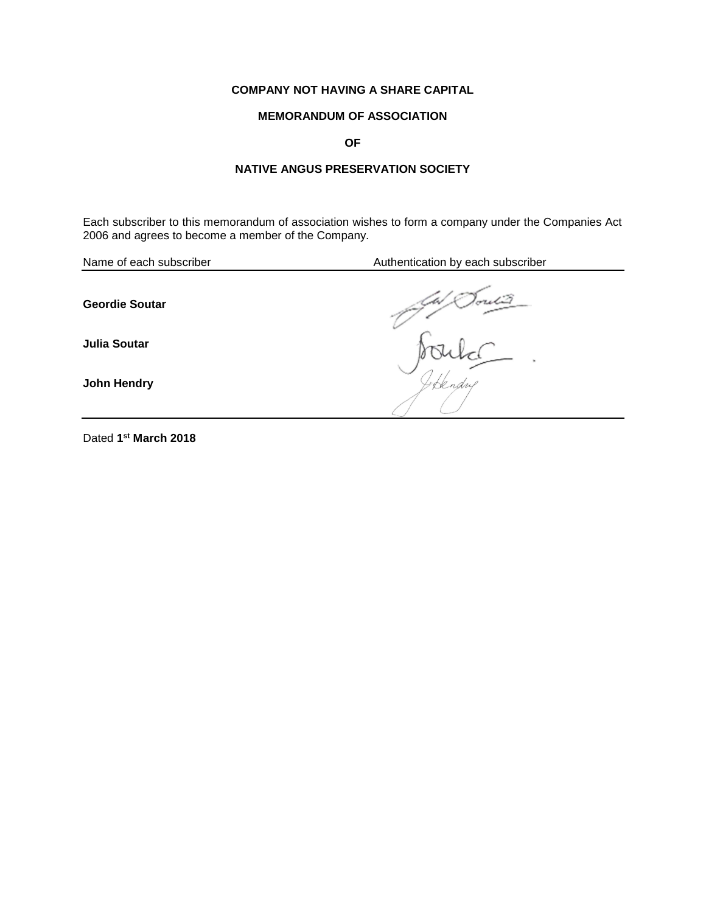**COMPANY NOT HAVING A SHARE CAPITAL**

**MEMORANDUM OF ASSOCIATION**

**OF**

**NATIVE ANGUS PRESERVATION SOCIETY**

Each subscriber to this memorandum of association wishes to form a company under the Companies Act 2006 and agrees to become a member of the Company.

| Name of each subscriber | Authentication by each subscriber |
| --- | --- |
| **Geordie Soutar** | |
| **Julia Soutar** | |
| **John Hendry** | |

Dated **1st March 2018**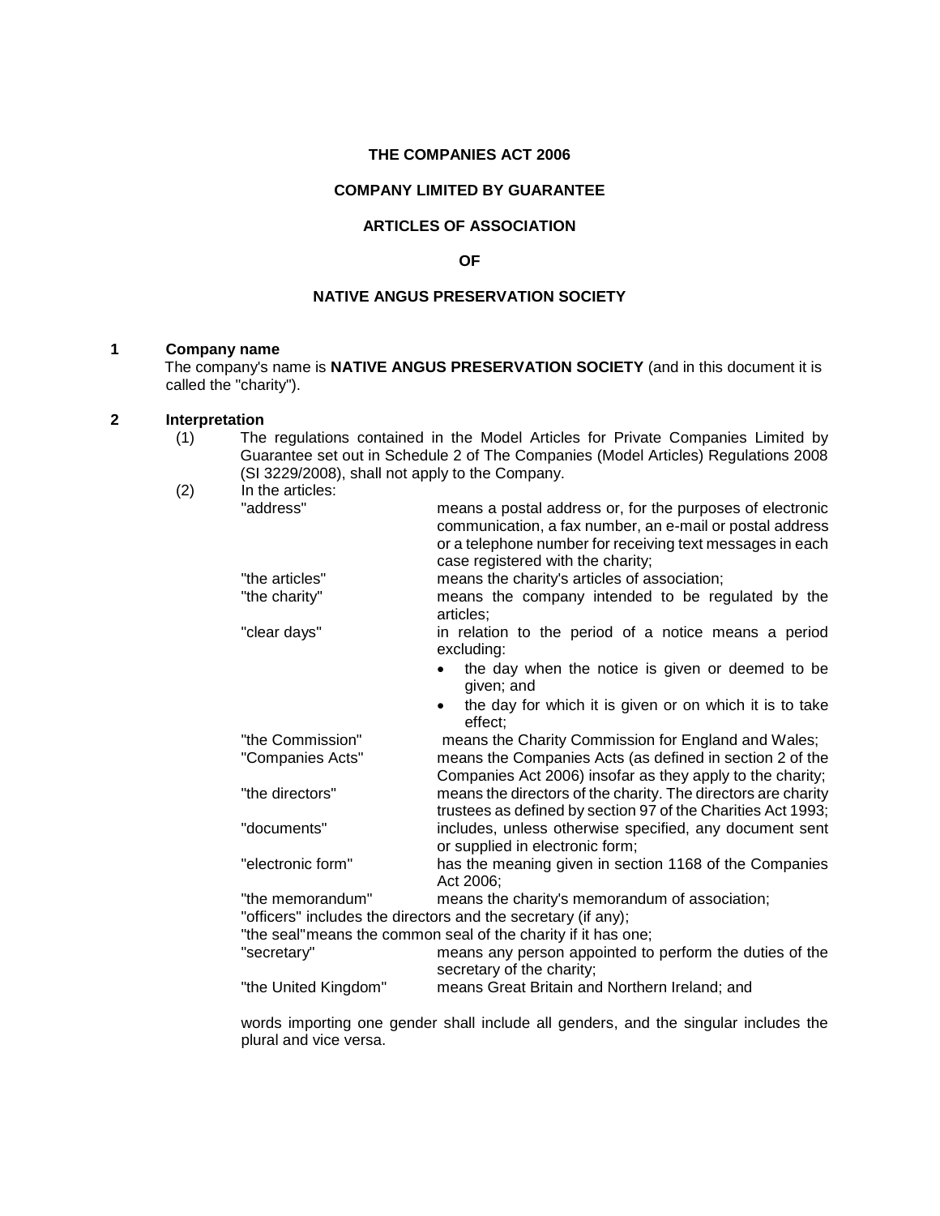**THE COMPANIES ACT 2006**

**COMPANY LIMITED BY GUARANTEE**

**ARTICLES OF ASSOCIATION**

**OF**

**NATIVE ANGUS PRESERVATION SOCIETY**

## 1 Company name

The company's name is **NATIVE ANGUS PRESERVATION SOCIETY** (and in this document it is called the "charity").

## 2 Interpretation

(1) The regulations contained in the Model Articles for Private Companies Limited by Guarantee set out in Schedule 2 of The Companies (Model Articles) Regulations 2008 (SI 3229/2008), shall not apply to the Company.

(2) In the articles:

| | |
|---|---|
| "address" | means a postal address or, for the purposes of electronic communication, a fax number, an e-mail or postal address or a telephone number for receiving text messages in each case registered with the charity; |
| "the articles" | means the charity's articles of association; |
| "the charity" | means the company intended to be regulated by the articles; |
| "clear days" | in relation to the period of a notice means a period excluding: • the day when the notice is given or deemed to be given; and • the day for which it is given or on which it is to take effect; |
| "the Commission" | means the Charity Commission for England and Wales; |
| "Companies Acts" | means the Companies Acts (as defined in section 2 of the Companies Act 2006) insofar as they apply to the charity; |
| "the directors" | means the directors of the charity. The directors are charity trustees as defined by section 97 of the Charities Act 1993; |
| "documents" | includes, unless otherwise specified, any document sent or supplied in electronic form; |
| "electronic form" | has the meaning given in section 1168 of the Companies Act 2006; |
| "the memorandum" | means the charity's memorandum of association; |

"officers" includes the directors and the secretary (if any);

"the seal" means the common seal of the charity if it has one;

| | |
|---|---|
| "secretary" | means any person appointed to perform the duties of the secretary of the charity; |
| "the United Kingdom" | means Great Britain and Northern Ireland; and |

words importing one gender shall include all genders, and the singular includes the plural and vice versa.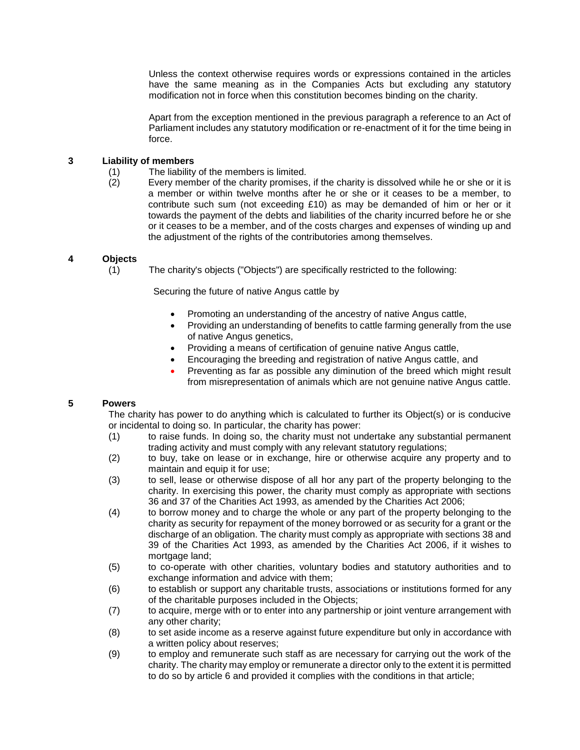Unless the context otherwise requires words or expressions contained in the articles have the same meaning as in the Companies Acts but excluding any statutory modification not in force when this constitution becomes binding on the charity.

Apart from the exception mentioned in the previous paragraph a reference to an Act of Parliament includes any statutory modification or re-enactment of it for the time being in force.

## 3 Liability of members

(1) The liability of the members is limited.

(2) Every member of the charity promises, if the charity is dissolved while he or she or it is a member or within twelve months after he or she or it ceases to be a member, to contribute such sum (not exceeding £10) as may be demanded of him or her or it towards the payment of the debts and liabilities of the charity incurred before he or she or it ceases to be a member, and of the costs charges and expenses of winding up and the adjustment of the rights of the contributories among themselves.

## 4 Objects

(1) The charity's objects ("Objects") are specifically restricted to the following:

Securing the future of native Angus cattle by

- Promoting an understanding of the ancestry of native Angus cattle,
- Providing an understanding of benefits to cattle farming generally from the use of native Angus genetics,
- Providing a means of certification of genuine native Angus cattle,
- Encouraging the breeding and registration of native Angus cattle, and
- Preventing as far as possible any diminution of the breed which might result from misrepresentation of animals which are not genuine native Angus cattle.

## 5 Powers

The charity has power to do anything which is calculated to further its Object(s) or is conducive or incidental to doing so. In particular, the charity has power:

(1) to raise funds. In doing so, the charity must not undertake any substantial permanent trading activity and must comply with any relevant statutory regulations;

(2) to buy, take on lease or in exchange, hire or otherwise acquire any property and to maintain and equip it for use;

(3) to sell, lease or otherwise dispose of all hor any part of the property belonging to the charity. In exercising this power, the charity must comply as appropriate with sections 36 and 37 of the Charities Act 1993, as amended by the Charities Act 2006;

(4) to borrow money and to charge the whole or any part of the property belonging to the charity as security for repayment of the money borrowed or as security for a grant or the discharge of an obligation. The charity must comply as appropriate with sections 38 and 39 of the Charities Act 1993, as amended by the Charities Act 2006, if it wishes to mortgage land;

(5) to co-operate with other charities, voluntary bodies and statutory authorities and to exchange information and advice with them;

(6) to establish or support any charitable trusts, associations or institutions formed for any of the charitable purposes included in the Objects;

(7) to acquire, merge with or to enter into any partnership or joint venture arrangement with any other charity;

(8) to set aside income as a reserve against future expenditure but only in accordance with a written policy about reserves;

(9) to employ and remunerate such staff as are necessary for carrying out the work of the charity. The charity may employ or remunerate a director only to the extent it is permitted to do so by article 6 and provided it complies with the conditions in that article;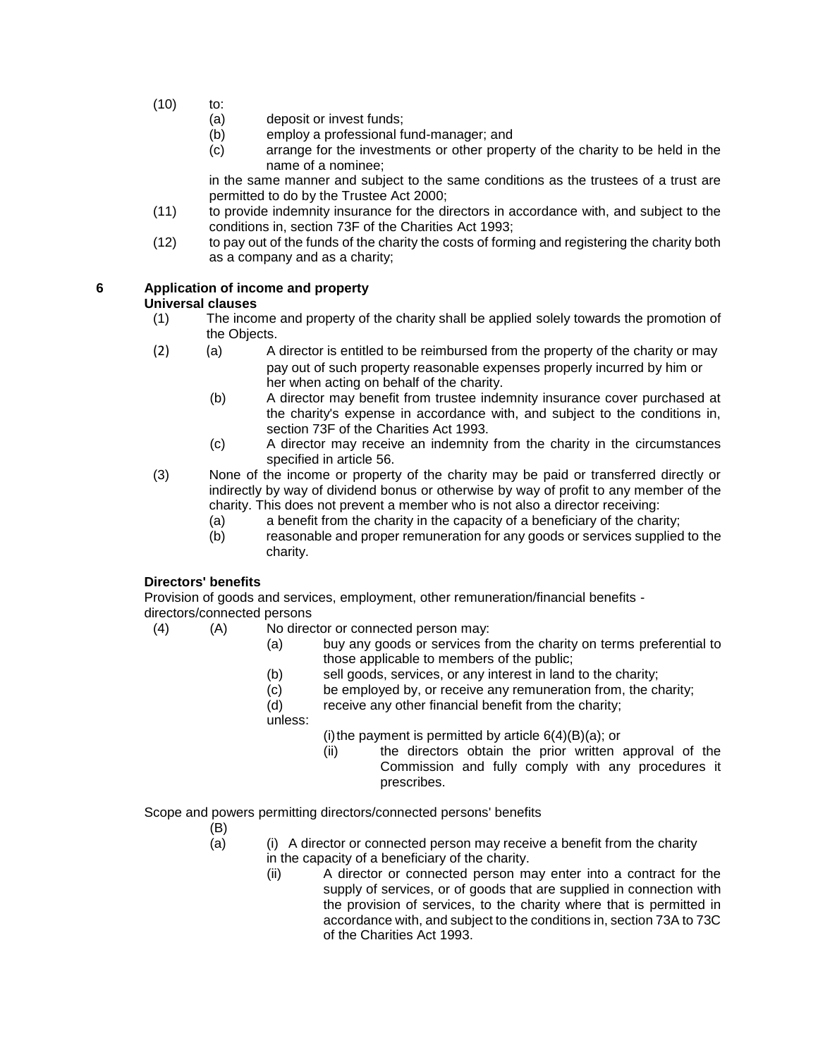(10) to:

  (a) deposit or invest funds;

  (b) employ a professional fund-manager; and

  (c) arrange for the investments or other property of the charity to be held in the name of a nominee;

  in the same manner and subject to the same conditions as the trustees of a trust are permitted to do by the Trustee Act 2000;

(11) to provide indemnity insurance for the directors in accordance with, and subject to the conditions in, section 73F of the Charities Act 1993;

(12) to pay out of the funds of the charity the costs of forming and registering the charity both as a company and as a charity;

**6 Application of income and property**

**Universal clauses**

(1) The income and property of the charity shall be applied solely towards the promotion of the Objects.

(2) (a) A director is entitled to be reimbursed from the property of the charity or may pay out of such property reasonable expenses properly incurred by him or her when acting on behalf of the charity.

  (b) A director may benefit from trustee indemnity insurance cover purchased at the charity's expense in accordance with, and subject to the conditions in, section 73F of the Charities Act 1993.

  (c) A director may receive an indemnity from the charity in the circumstances specified in article 56.

(3) None of the income or property of the charity may be paid or transferred directly or indirectly by way of dividend bonus or otherwise by way of profit to any member of the charity. This does not prevent a member who is not also a director receiving:

  (a) a benefit from the charity in the capacity of a beneficiary of the charity;

  (b) reasonable and proper remuneration for any goods or services supplied to the charity.

**Directors' benefits**

Provision of goods and services, employment, other remuneration/financial benefits - directors/connected persons

(4) (A) No director or connected person may:

    (a) buy any goods or services from the charity on terms preferential to those applicable to members of the public;

    (b) sell goods, services, or any interest in land to the charity;

    (c) be employed by, or receive any remuneration from, the charity;

    (d) receive any other financial benefit from the charity;

    unless:

      (i) the payment is permitted by article 6(4)(B)(a); or

      (ii) the directors obtain the prior written approval of the Commission and fully comply with any procedures it prescribes.

Scope and powers permitting directors/connected persons' benefits

  (B)

  (a) (i) A director or connected person may receive a benefit from the charity in the capacity of a beneficiary of the charity.

    (ii) A director or connected person may enter into a contract for the supply of services, or of goods that are supplied in connection with the provision of services, to the charity where that is permitted in accordance with, and subject to the conditions in, section 73A to 73C of the Charities Act 1993.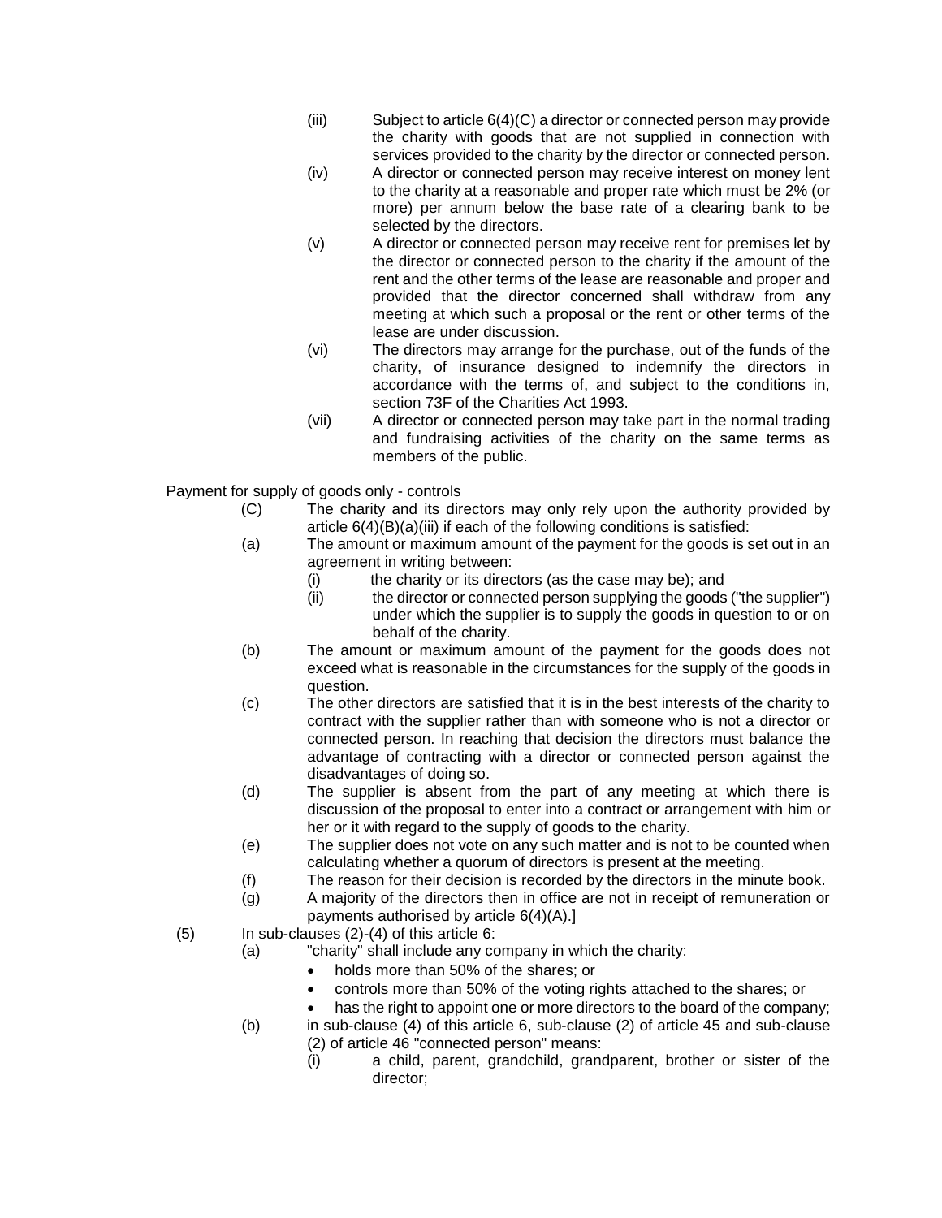(iii) Subject to article 6(4)(C) a director or connected person may provide the charity with goods that are not supplied in connection with services provided to the charity by the director or connected person.

(iv) A director or connected person may receive interest on money lent to the charity at a reasonable and proper rate which must be 2% (or more) per annum below the base rate of a clearing bank to be selected by the directors.

(v) A director or connected person may receive rent for premises let by the director or connected person to the charity if the amount of the rent and the other terms of the lease are reasonable and proper and provided that the director concerned shall withdraw from any meeting at which such a proposal or the rent or other terms of the lease are under discussion.

(vi) The directors may arrange for the purchase, out of the funds of the charity, of insurance designed to indemnify the directors in accordance with the terms of, and subject to the conditions in, section 73F of the Charities Act 1993.

(vii) A director or connected person may take part in the normal trading and fundraising activities of the charity on the same terms as members of the public.

Payment for supply of goods only - controls

(C) The charity and its directors may only rely upon the authority provided by article 6(4)(B)(a)(iii) if each of the following conditions is satisfied:

(a) The amount or maximum amount of the payment for the goods is set out in an agreement in writing between:

  (i) the charity or its directors (as the case may be); and
  
  (ii) the director or connected person supplying the goods ("the supplier") under which the supplier is to supply the goods in question to or on behalf of the charity.

(b) The amount or maximum amount of the payment for the goods does not exceed what is reasonable in the circumstances for the supply of the goods in question.

(c) The other directors are satisfied that it is in the best interests of the charity to contract with the supplier rather than with someone who is not a director or connected person. In reaching that decision the directors must balance the advantage of contracting with a director or connected person against the disadvantages of doing so.

(d) The supplier is absent from the part of any meeting at which there is discussion of the proposal to enter into a contract or arrangement with him or her or it with regard to the supply of goods to the charity.

(e) The supplier does not vote on any such matter and is not to be counted when calculating whether a quorum of directors is present at the meeting.

(f) The reason for their decision is recorded by the directors in the minute book.

(g) A majority of the directors then in office are not in receipt of remuneration or payments authorised by article 6(4)(A).]

(5) In sub-clauses (2)-(4) of this article 6:

(a) "charity" shall include any company in which the charity:

- holds more than 50% of the shares; or
- controls more than 50% of the voting rights attached to the shares; or
- has the right to appoint one or more directors to the board of the company;

(b) in sub-clause (4) of this article 6, sub-clause (2) of article 45 and sub-clause (2) of article 46 "connected person" means:

  (i) a child, parent, grandchild, grandparent, brother or sister of the director;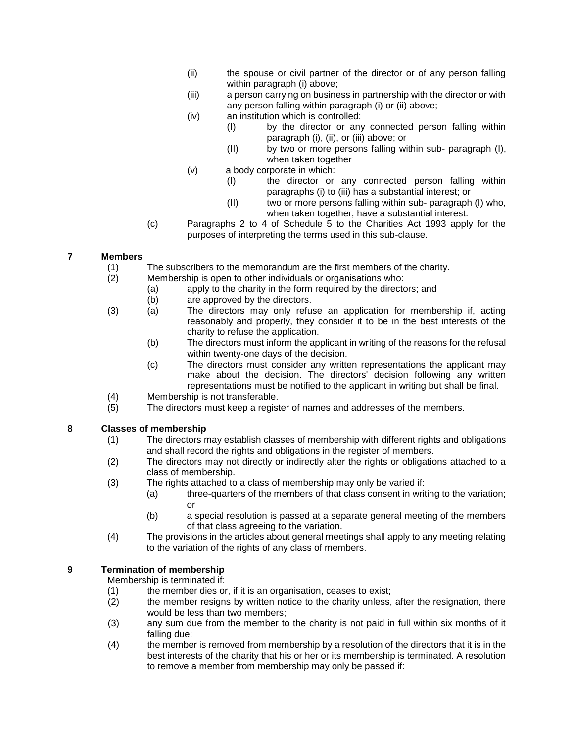- (ii) the spouse or civil partner of the director or of any person falling within paragraph (i) above;
- (iii) a person carrying on business in partnership with the director or with any person falling within paragraph (i) or (ii) above;
- (iv) an institution which is controlled:
  - (I) by the director or any connected person falling within paragraph (i), (ii), or (iii) above; or
  - (II) by two or more persons falling within sub- paragraph (I), when taken together
- (v) a body corporate in which:
  - (I) the director or any connected person falling within paragraphs (i) to (iii) has a substantial interest; or
  - (II) two or more persons falling within sub- paragraph (I) who, when taken together, have a substantial interest.

(c) Paragraphs 2 to 4 of Schedule 5 to the Charities Act 1993 apply for the purposes of interpreting the terms used in this sub-clause.

## 7 Members

(1) The subscribers to the memorandum are the first members of the charity.

(2) Membership is open to other individuals or organisations who:
- (a) apply to the charity in the form required by the directors; and
- (b) are approved by the directors.

(3)
- (a) The directors may only refuse an application for membership if, acting reasonably and properly, they consider it to be in the best interests of the charity to refuse the application.
- (b) The directors must inform the applicant in writing of the reasons for the refusal within twenty-one days of the decision.
- (c) The directors must consider any written representations the applicant may make about the decision. The directors' decision following any written representations must be notified to the applicant in writing but shall be final.

(4) Membership is not transferable.

(5) The directors must keep a register of names and addresses of the members.

## 8 Classes of membership

(1) The directors may establish classes of membership with different rights and obligations and shall record the rights and obligations in the register of members.

(2) The directors may not directly or indirectly alter the rights or obligations attached to a class of membership.

(3) The rights attached to a class of membership may only be varied if:
- (a) three-quarters of the members of that class consent in writing to the variation; or
- (b) a special resolution is passed at a separate general meeting of the members of that class agreeing to the variation.

(4) The provisions in the articles about general meetings shall apply to any meeting relating to the variation of the rights of any class of members.

## 9 Termination of membership

Membership is terminated if:

(1) the member dies or, if it is an organisation, ceases to exist;

(2) the member resigns by written notice to the charity unless, after the resignation, there would be less than two members;

(3) any sum due from the member to the charity is not paid in full within six months of it falling due;

(4) the member is removed from membership by a resolution of the directors that it is in the best interests of the charity that his or her or its membership is terminated. A resolution to remove a member from membership may only be passed if: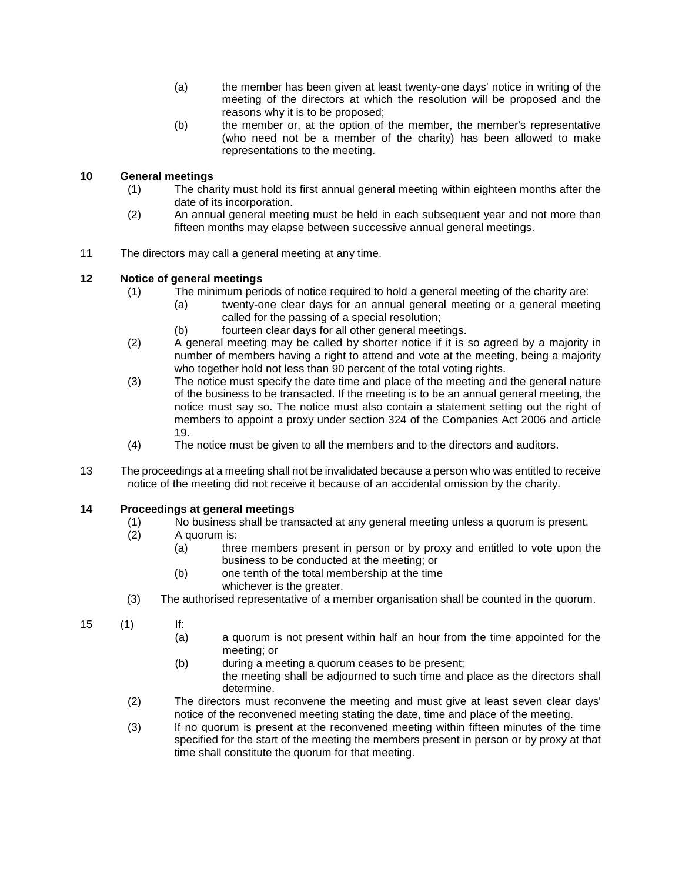(a) the member has been given at least twenty-one days' notice in writing of the meeting of the directors at which the resolution will be proposed and the reasons why it is to be proposed;

(b) the member or, at the option of the member, the member's representative (who need not be a member of the charity) has been allowed to make representations to the meeting.

**10 General meetings**

(1) The charity must hold its first annual general meeting within eighteen months after the date of its incorporation.

(2) An annual general meeting must be held in each subsequent year and not more than fifteen months may elapse between successive annual general meetings.

11 The directors may call a general meeting at any time.

**12 Notice of general meetings**

(1) The minimum periods of notice required to hold a general meeting of the charity are:

(a) twenty-one clear days for an annual general meeting or a general meeting called for the passing of a special resolution;

(b) fourteen clear days for all other general meetings.

(2) A general meeting may be called by shorter notice if it is so agreed by a majority in number of members having a right to attend and vote at the meeting, being a majority who together hold not less than 90 percent of the total voting rights.

(3) The notice must specify the date time and place of the meeting and the general nature of the business to be transacted. If the meeting is to be an annual general meeting, the notice must say so. The notice must also contain a statement setting out the right of members to appoint a proxy under section 324 of the Companies Act 2006 and article 19.

(4) The notice must be given to all the members and to the directors and auditors.

13 The proceedings at a meeting shall not be invalidated because a person who was entitled to receive notice of the meeting did not receive it because of an accidental omission by the charity.

**14 Proceedings at general meetings**

(1) No business shall be transacted at any general meeting unless a quorum is present.

(2) A quorum is:

(a) three members present in person or by proxy and entitled to vote upon the business to be conducted at the meeting; or

(b) one tenth of the total membership at the time

whichever is the greater.

(3) The authorised representative of a member organisation shall be counted in the quorum.

15 (1) If:

(a) a quorum is not present within half an hour from the time appointed for the meeting; or

(b) during a meeting a quorum ceases to be present;

the meeting shall be adjourned to such time and place as the directors shall determine.

(2) The directors must reconvene the meeting and must give at least seven clear days' notice of the reconvened meeting stating the date, time and place of the meeting.

(3) If no quorum is present at the reconvened meeting within fifteen minutes of the time specified for the start of the meeting the members present in person or by proxy at that time shall constitute the quorum for that meeting.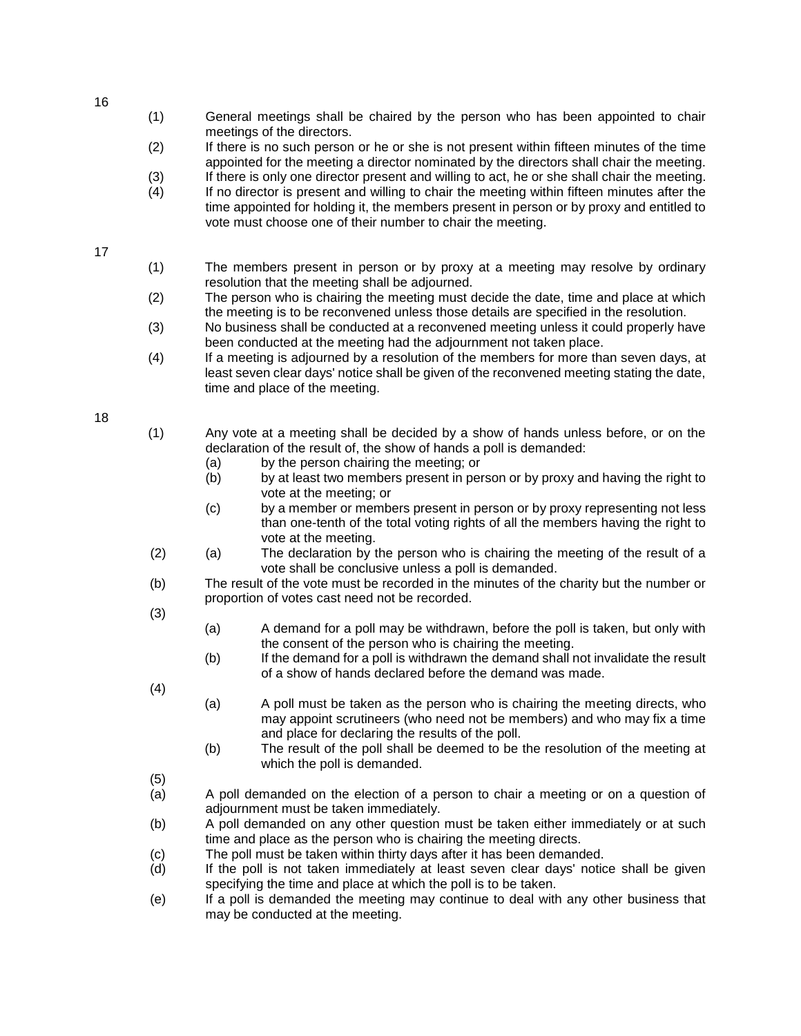16

(1) General meetings shall be chaired by the person who has been appointed to chair meetings of the directors.

(2) If there is no such person or he or she is not present within fifteen minutes of the time appointed for the meeting a director nominated by the directors shall chair the meeting.

(3) If there is only one director present and willing to act, he or she shall chair the meeting.

(4) If no director is present and willing to chair the meeting within fifteen minutes after the time appointed for holding it, the members present in person or by proxy and entitled to vote must choose one of their number to chair the meeting.

17

(1) The members present in person or by proxy at a meeting may resolve by ordinary resolution that the meeting shall be adjourned.

(2) The person who is chairing the meeting must decide the date, time and place at which the meeting is to be reconvened unless those details are specified in the resolution.

(3) No business shall be conducted at a reconvened meeting unless it could properly have been conducted at the meeting had the adjournment not taken place.

(4) If a meeting is adjourned by a resolution of the members for more than seven days, at least seven clear days' notice shall be given of the reconvened meeting stating the date, time and place of the meeting.

18

(1) Any vote at a meeting shall be decided by a show of hands unless before, or on the declaration of the result of, the show of hands a poll is demanded:
 (a) by the person chairing the meeting; or
 (b) by at least two members present in person or by proxy and having the right to vote at the meeting; or
 (c) by a member or members present in person or by proxy representing not less than one-tenth of the total voting rights of all the members having the right to vote at the meeting.

(2) (a) The declaration by the person who is chairing the meeting of the result of a vote shall be conclusive unless a poll is demanded.

(b) The result of the vote must be recorded in the minutes of the charity but the number or proportion of votes cast need not be recorded.

(3)
 (a) A demand for a poll may be withdrawn, before the poll is taken, but only with the consent of the person who is chairing the meeting.
 (b) If the demand for a poll is withdrawn the demand shall not invalidate the result of a show of hands declared before the demand was made.

(4)
 (a) A poll must be taken as the person who is chairing the meeting directs, who may appoint scrutineers (who need not be members) and who may fix a time and place for declaring the results of the poll.
 (b) The result of the poll shall be deemed to be the resolution of the meeting at which the poll is demanded.

(5)

(a) A poll demanded on the election of a person to chair a meeting or on a question of adjournment must be taken immediately.

(b) A poll demanded on any other question must be taken either immediately or at such time and place as the person who is chairing the meeting directs.

(c) The poll must be taken within thirty days after it has been demanded.

(d) If the poll is not taken immediately at least seven clear days' notice shall be given specifying the time and place at which the poll is to be taken.

(e) If a poll is demanded the meeting may continue to deal with any other business that may be conducted at the meeting.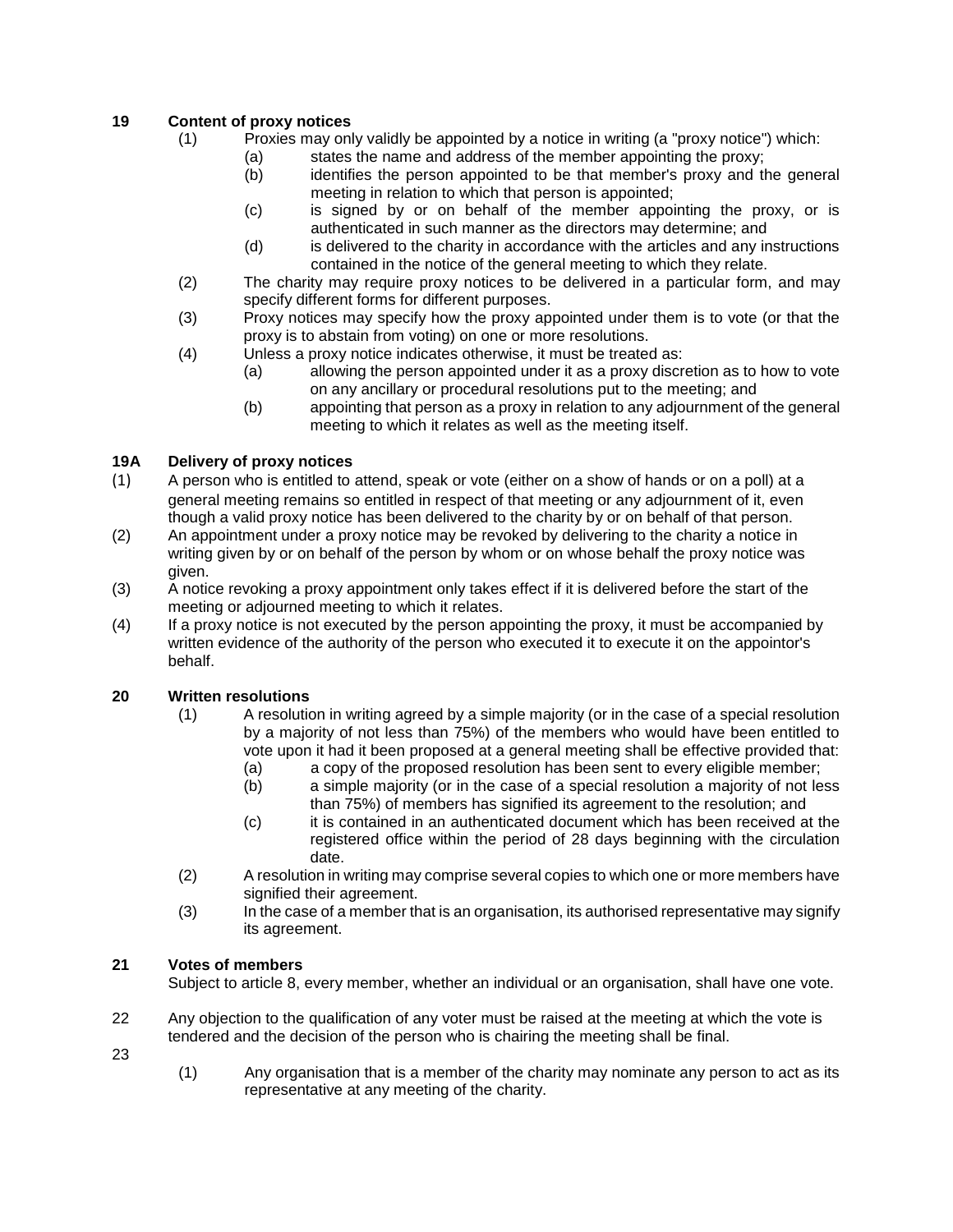### 19 Content of proxy notices

(1) Proxies may only validly be appointed by a notice in writing (a "proxy notice") which:

   (a) states the name and address of the member appointing the proxy;

   (b) identifies the person appointed to be that member's proxy and the general meeting in relation to which that person is appointed;

   (c) is signed by or on behalf of the member appointing the proxy, or is authenticated in such manner as the directors may determine; and

   (d) is delivered to the charity in accordance with the articles and any instructions contained in the notice of the general meeting to which they relate.

(2) The charity may require proxy notices to be delivered in a particular form, and may specify different forms for different purposes.

(3) Proxy notices may specify how the proxy appointed under them is to vote (or that the proxy is to abstain from voting) on one or more resolutions.

(4) Unless a proxy notice indicates otherwise, it must be treated as:

   (a) allowing the person appointed under it as a proxy discretion as to how to vote on any ancillary or procedural resolutions put to the meeting; and

   (b) appointing that person as a proxy in relation to any adjournment of the general meeting to which it relates as well as the meeting itself.

### 19A Delivery of proxy notices

(1) A person who is entitled to attend, speak or vote (either on a show of hands or on a poll) at a general meeting remains so entitled in respect of that meeting or any adjournment of it, even though a valid proxy notice has been delivered to the charity by or on behalf of that person.

(2) An appointment under a proxy notice may be revoked by delivering to the charity a notice in writing given by or on behalf of the person by whom or on whose behalf the proxy notice was given.

(3) A notice revoking a proxy appointment only takes effect if it is delivered before the start of the meeting or adjourned meeting to which it relates.

(4) If a proxy notice is not executed by the person appointing the proxy, it must be accompanied by written evidence of the authority of the person who executed it to execute it on the appointor's behalf.

### 20 Written resolutions

(1) A resolution in writing agreed by a simple majority (or in the case of a special resolution by a majority of not less than 75%) of the members who would have been entitled to vote upon it had it been proposed at a general meeting shall be effective provided that:

   (a) a copy of the proposed resolution has been sent to every eligible member;

   (b) a simple majority (or in the case of a special resolution a majority of not less than 75%) of members has signified its agreement to the resolution; and

   (c) it is contained in an authenticated document which has been received at the registered office within the period of 28 days beginning with the circulation date.

(2) A resolution in writing may comprise several copies to which one or more members have signified their agreement.

(3) In the case of a member that is an organisation, its authorised representative may signify its agreement.

### 21 Votes of members

Subject to article 8, every member, whether an individual or an organisation, shall have one vote.

22 Any objection to the qualification of any voter must be raised at the meeting at which the vote is tendered and the decision of the person who is chairing the meeting shall be final.

23

(1) Any organisation that is a member of the charity may nominate any person to act as its representative at any meeting of the charity.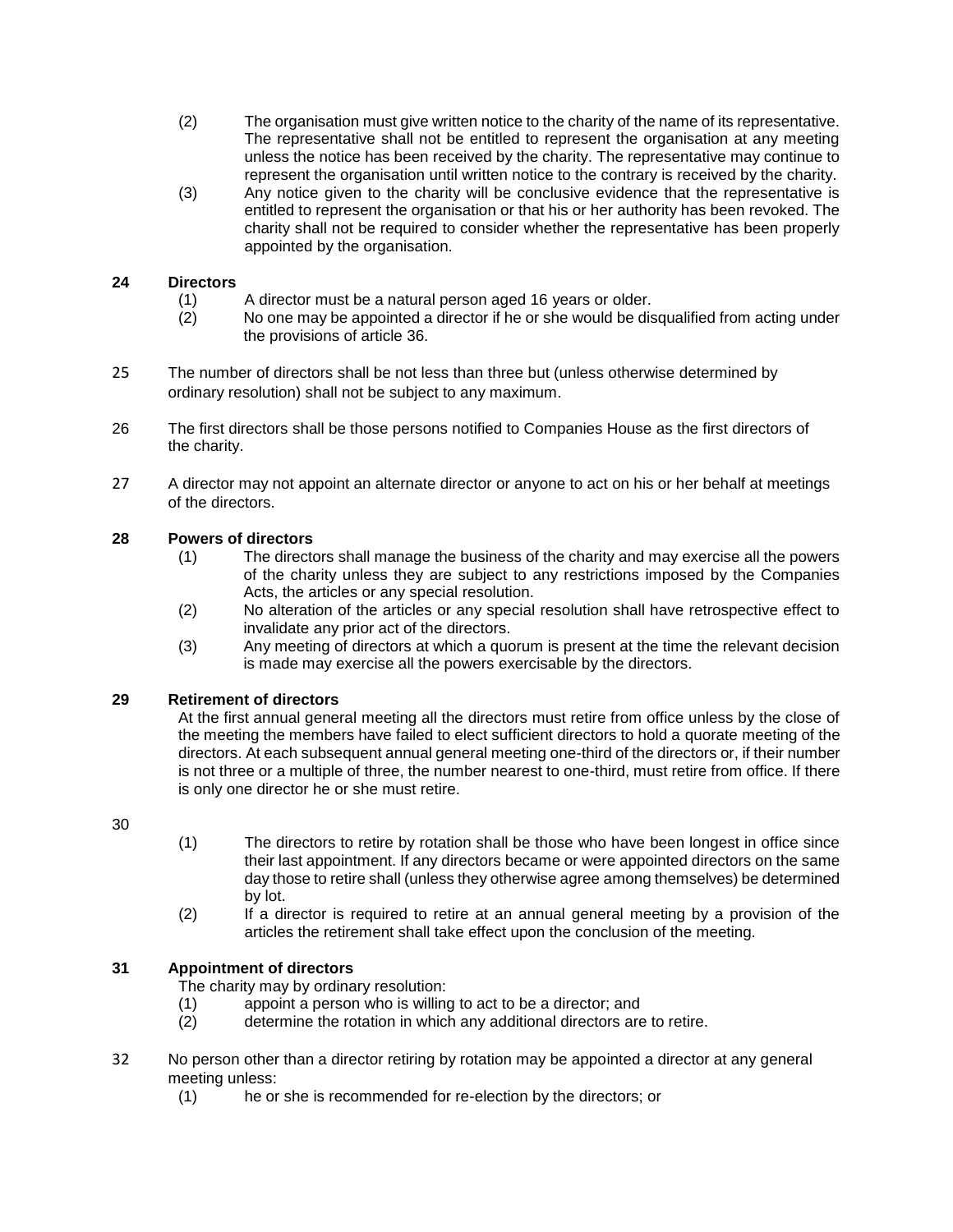(2) The organisation must give written notice to the charity of the name of its representative. The representative shall not be entitled to represent the organisation at any meeting unless the notice has been received by the charity. The representative may continue to represent the organisation until written notice to the contrary is received by the charity.

(3) Any notice given to the charity will be conclusive evidence that the representative is entitled to represent the organisation or that his or her authority has been revoked. The charity shall not be required to consider whether the representative has been properly appointed by the organisation.

**24 Directors**

(1) A director must be a natural person aged 16 years or older.

(2) No one may be appointed a director if he or she would be disqualified from acting under the provisions of article 36.

25 The number of directors shall be not less than three but (unless otherwise determined by ordinary resolution) shall not be subject to any maximum.

26 The first directors shall be those persons notified to Companies House as the first directors of the charity.

27 A director may not appoint an alternate director or anyone to act on his or her behalf at meetings of the directors.

**28 Powers of directors**

(1) The directors shall manage the business of the charity and may exercise all the powers of the charity unless they are subject to any restrictions imposed by the Companies Acts, the articles or any special resolution.

(2) No alteration of the articles or any special resolution shall have retrospective effect to invalidate any prior act of the directors.

(3) Any meeting of directors at which a quorum is present at the time the relevant decision is made may exercise all the powers exercisable by the directors.

**29 Retirement of directors**

At the first annual general meeting all the directors must retire from office unless by the close of the meeting the members have failed to elect sufficient directors to hold a quorate meeting of the directors. At each subsequent annual general meeting one-third of the directors or, if their number is not three or a multiple of three, the number nearest to one-third, must retire from office. If there is only one director he or she must retire.

30

(1) The directors to retire by rotation shall be those who have been longest in office since their last appointment. If any directors became or were appointed directors on the same day those to retire shall (unless they otherwise agree among themselves) be determined by lot.

(2) If a director is required to retire at an annual general meeting by a provision of the articles the retirement shall take effect upon the conclusion of the meeting.

**31 Appointment of directors**

The charity may by ordinary resolution:

(1) appoint a person who is willing to act to be a director; and

(2) determine the rotation in which any additional directors are to retire.

32 No person other than a director retiring by rotation may be appointed a director at any general meeting unless:

(1) he or she is recommended for re-election by the directors; or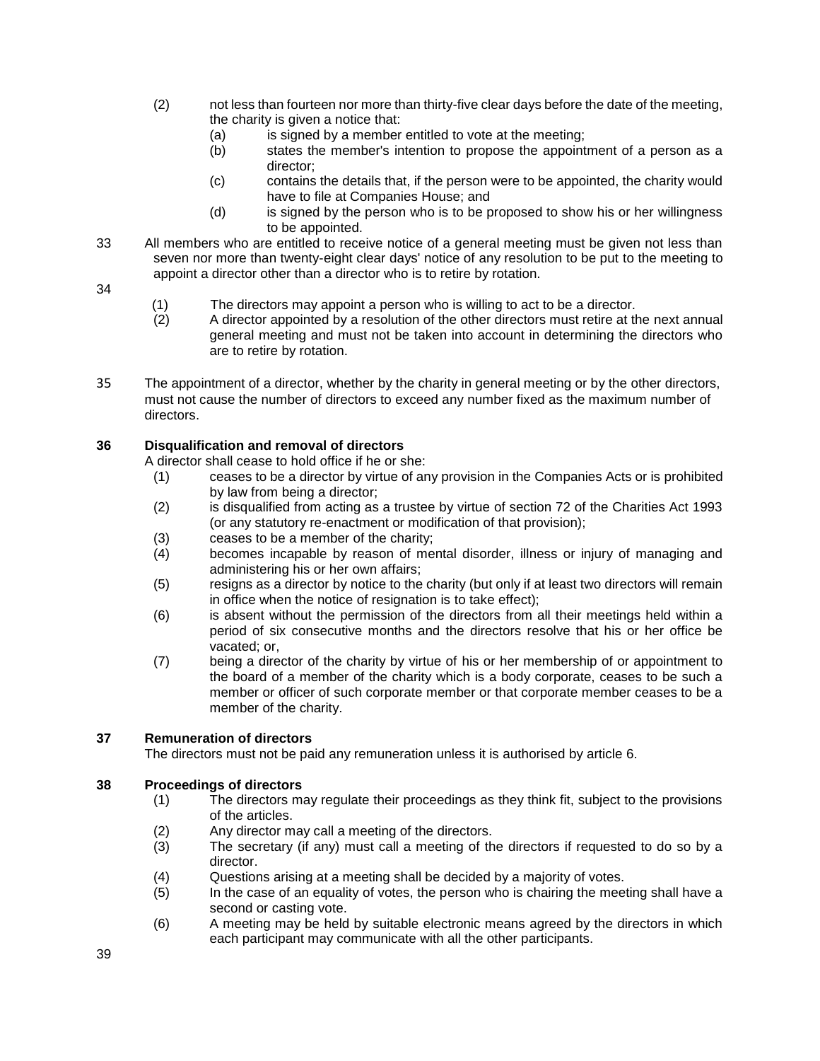(2) not less than fourteen nor more than thirty-five clear days before the date of the meeting, the charity is given a notice that:

  (a) is signed by a member entitled to vote at the meeting;

  (b) states the member's intention to propose the appointment of a person as a director;

  (c) contains the details that, if the person were to be appointed, the charity would have to file at Companies House; and

  (d) is signed by the person who is to be proposed to show his or her willingness to be appointed.

33 All members who are entitled to receive notice of a general meeting must be given not less than seven nor more than twenty-eight clear days' notice of any resolution to be put to the meeting to appoint a director other than a director who is to retire by rotation.

34

(1) The directors may appoint a person who is willing to act to be a director.

(2) A director appointed by a resolution of the other directors must retire at the next annual general meeting and must not be taken into account in determining the directors who are to retire by rotation.

35 The appointment of a director, whether by the charity in general meeting or by the other directors, must not cause the number of directors to exceed any number fixed as the maximum number of directors.

### 36 Disqualification and removal of directors

A director shall cease to hold office if he or she:

(1) ceases to be a director by virtue of any provision in the Companies Acts or is prohibited by law from being a director;

(2) is disqualified from acting as a trustee by virtue of section 72 of the Charities Act 1993 (or any statutory re-enactment or modification of that provision);

(3) ceases to be a member of the charity;

(4) becomes incapable by reason of mental disorder, illness or injury of managing and administering his or her own affairs;

(5) resigns as a director by notice to the charity (but only if at least two directors will remain in office when the notice of resignation is to take effect);

(6) is absent without the permission of the directors from all their meetings held within a period of six consecutive months and the directors resolve that his or her office be vacated; or,

(7) being a director of the charity by virtue of his or her membership of or appointment to the board of a member of the charity which is a body corporate, ceases to be such a member or officer of such corporate member or that corporate member ceases to be a member of the charity.

### 37 Remuneration of directors

The directors must not be paid any remuneration unless it is authorised by article 6.

### 38 Proceedings of directors

(1) The directors may regulate their proceedings as they think fit, subject to the provisions of the articles.

(2) Any director may call a meeting of the directors.

(3) The secretary (if any) must call a meeting of the directors if requested to do so by a director.

(4) Questions arising at a meeting shall be decided by a majority of votes.

(5) In the case of an equality of votes, the person who is chairing the meeting shall have a second or casting vote.

(6) A meeting may be held by suitable electronic means agreed by the directors in which each participant may communicate with all the other participants.

39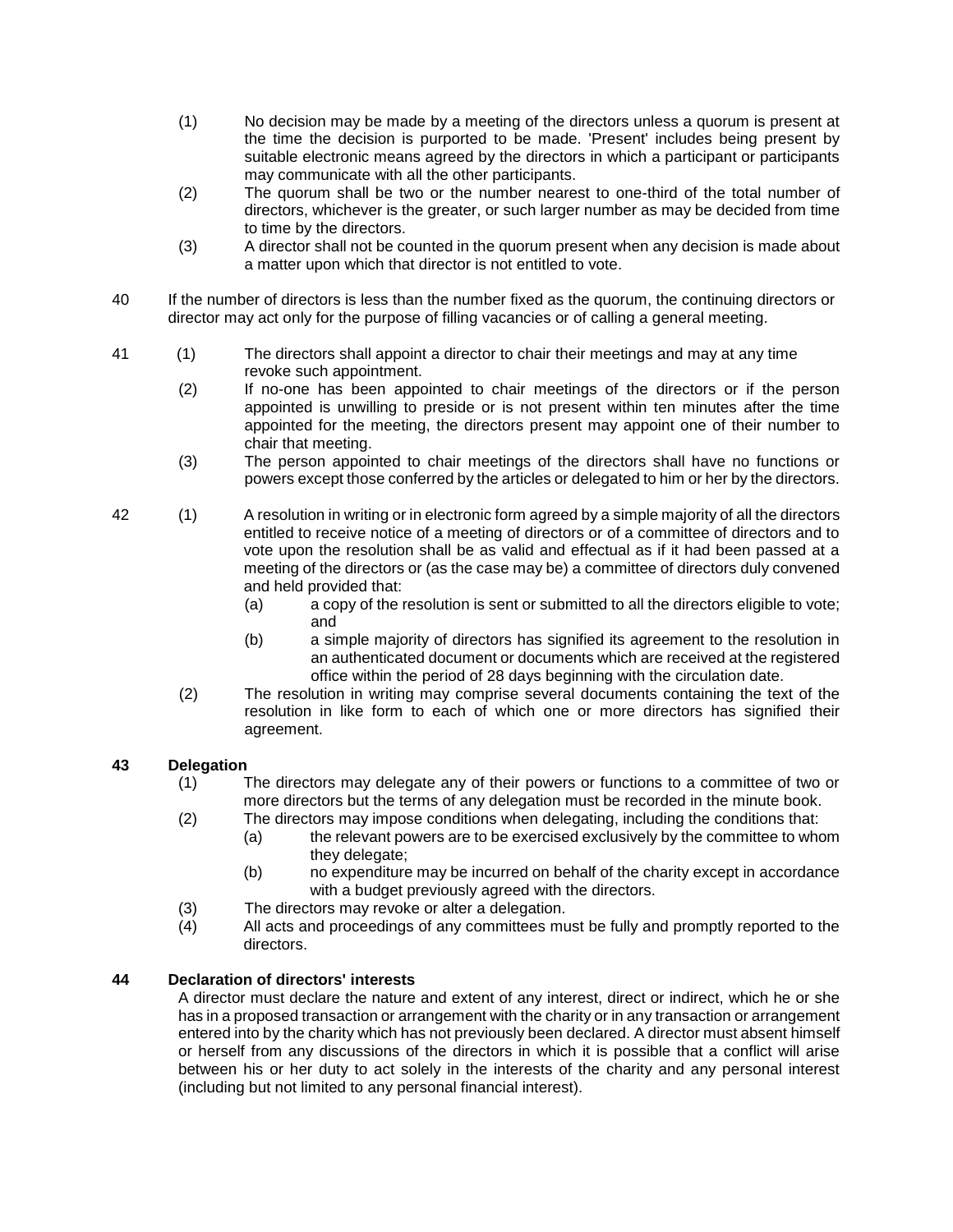(1) No decision may be made by a meeting of the directors unless a quorum is present at the time the decision is purported to be made. 'Present' includes being present by suitable electronic means agreed by the directors in which a participant or participants may communicate with all the other participants.

(2) The quorum shall be two or the number nearest to one-third of the total number of directors, whichever is the greater, or such larger number as may be decided from time to time by the directors.

(3) A director shall not be counted in the quorum present when any decision is made about a matter upon which that director is not entitled to vote.

40 If the number of directors is less than the number fixed as the quorum, the continuing directors or director may act only for the purpose of filling vacancies or of calling a general meeting.

41 (1) The directors shall appoint a director to chair their meetings and may at any time revoke such appointment.

(2) If no-one has been appointed to chair meetings of the directors or if the person appointed is unwilling to preside or is not present within ten minutes after the time appointed for the meeting, the directors present may appoint one of their number to chair that meeting.

(3) The person appointed to chair meetings of the directors shall have no functions or powers except those conferred by the articles or delegated to him or her by the directors.

42 (1) A resolution in writing or in electronic form agreed by a simple majority of all the directors entitled to receive notice of a meeting of directors or of a committee of directors and to vote upon the resolution shall be as valid and effectual as if it had been passed at a meeting of the directors or (as the case may be) a committee of directors duly convened and held provided that:

(a) a copy of the resolution is sent or submitted to all the directors eligible to vote; and

(b) a simple majority of directors has signified its agreement to the resolution in an authenticated document or documents which are received at the registered office within the period of 28 days beginning with the circulation date.

(2) The resolution in writing may comprise several documents containing the text of the resolution in like form to each of which one or more directors has signified their agreement.

**43 Delegation**

(1) The directors may delegate any of their powers or functions to a committee of two or more directors but the terms of any delegation must be recorded in the minute book.

(2) The directors may impose conditions when delegating, including the conditions that:

(a) the relevant powers are to be exercised exclusively by the committee to whom they delegate;

(b) no expenditure may be incurred on behalf of the charity except in accordance with a budget previously agreed with the directors.

(3) The directors may revoke or alter a delegation.

(4) All acts and proceedings of any committees must be fully and promptly reported to the directors.

**44 Declaration of directors' interests**

A director must declare the nature and extent of any interest, direct or indirect, which he or she has in a proposed transaction or arrangement with the charity or in any transaction or arrangement entered into by the charity which has not previously been declared. A director must absent himself or herself from any discussions of the directors in which it is possible that a conflict will arise between his or her duty to act solely in the interests of the charity and any personal interest (including but not limited to any personal financial interest).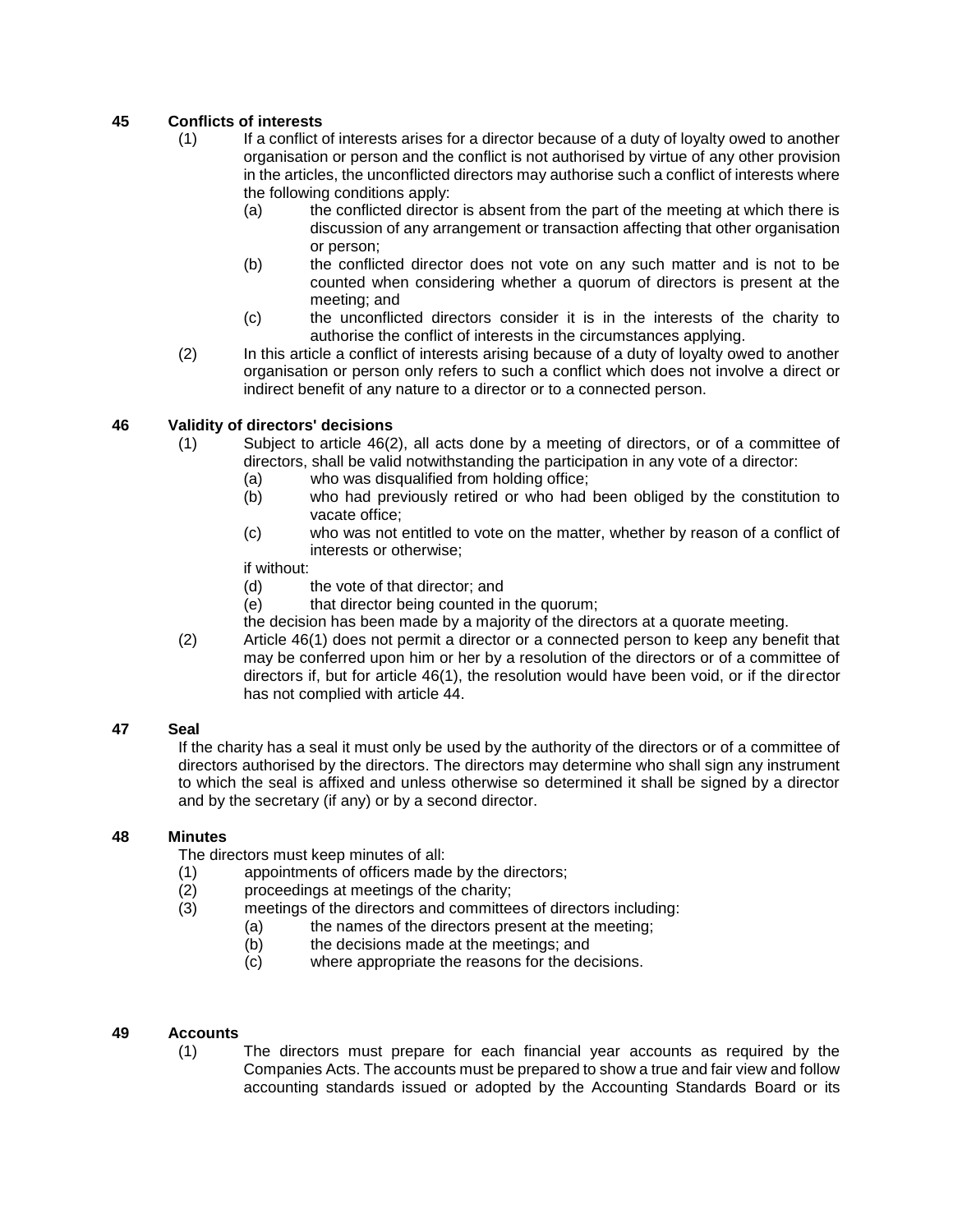### 45 Conflicts of interests

(1) If a conflict of interests arises for a director because of a duty of loyalty owed to another organisation or person and the conflict is not authorised by virtue of any other provision in the articles, the unconflicted directors may authorise such a conflict of interests where the following conditions apply:

  (a) the conflicted director is absent from the part of the meeting at which there is discussion of any arrangement or transaction affecting that other organisation or person;

  (b) the conflicted director does not vote on any such matter and is not to be counted when considering whether a quorum of directors is present at the meeting; and

  (c) the unconflicted directors consider it is in the interests of the charity to authorise the conflict of interests in the circumstances applying.

(2) In this article a conflict of interests arising because of a duty of loyalty owed to another organisation or person only refers to such a conflict which does not involve a direct or indirect benefit of any nature to a director or to a connected person.

### 46 Validity of directors' decisions

(1) Subject to article 46(2), all acts done by a meeting of directors, or of a committee of directors, shall be valid notwithstanding the participation in any vote of a director:

  (a) who was disqualified from holding office;

  (b) who had previously retired or who had been obliged by the constitution to vacate office;

  (c) who was not entitled to vote on the matter, whether by reason of a conflict of interests or otherwise;

  if without:

  (d) the vote of that director; and

  (e) that director being counted in the quorum;

  the decision has been made by a majority of the directors at a quorate meeting.

(2) Article 46(1) does not permit a director or a connected person to keep any benefit that may be conferred upon him or her by a resolution of the directors or of a committee of directors if, but for article 46(1), the resolution would have been void, or if the director has not complied with article 44.

### 47 Seal

If the charity has a seal it must only be used by the authority of the directors or of a committee of directors authorised by the directors. The directors may determine who shall sign any instrument to which the seal is affixed and unless otherwise so determined it shall be signed by a director and by the secretary (if any) or by a second director.

### 48 Minutes

The directors must keep minutes of all:

(1) appointments of officers made by the directors;

(2) proceedings at meetings of the charity;

(3) meetings of the directors and committees of directors including:

  (a) the names of the directors present at the meeting;

  (b) the decisions made at the meetings; and

  (c) where appropriate the reasons for the decisions.

### 49 Accounts

(1) The directors must prepare for each financial year accounts as required by the Companies Acts. The accounts must be prepared to show a true and fair view and follow accounting standards issued or adopted by the Accounting Standards Board or its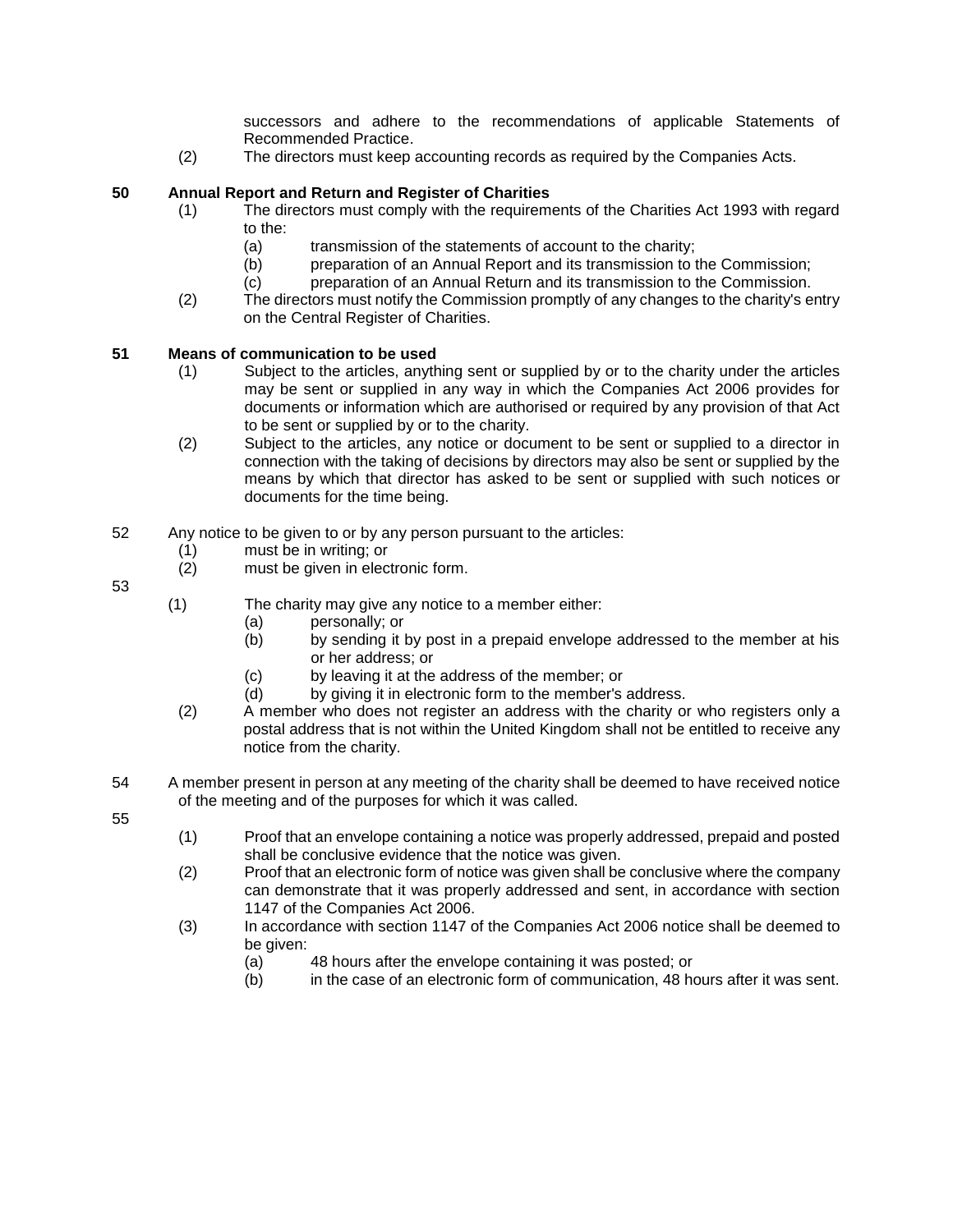successors and adhere to the recommendations of applicable Statements of Recommended Practice.

(2) The directors must keep accounting records as required by the Companies Acts.

**50 Annual Report and Return and Register of Charities**

(1) The directors must comply with the requirements of the Charities Act 1993 with regard to the:

- (a) transmission of the statements of account to the charity;
- (b) preparation of an Annual Report and its transmission to the Commission;
- (c) preparation of an Annual Return and its transmission to the Commission.

(2) The directors must notify the Commission promptly of any changes to the charity's entry on the Central Register of Charities.

**51 Means of communication to be used**

(1) Subject to the articles, anything sent or supplied by or to the charity under the articles may be sent or supplied in any way in which the Companies Act 2006 provides for documents or information which are authorised or required by any provision of that Act to be sent or supplied by or to the charity.

(2) Subject to the articles, any notice or document to be sent or supplied to a director in connection with the taking of decisions by directors may also be sent or supplied by the means by which that director has asked to be sent or supplied with such notices or documents for the time being.

52 Any notice to be given to or by any person pursuant to the articles:

(1) must be in writing; or

(2) must be given in electronic form.

53

(1) The charity may give any notice to a member either:

- (a) personally; or
- (b) by sending it by post in a prepaid envelope addressed to the member at his or her address; or
- (c) by leaving it at the address of the member; or
- (d) by giving it in electronic form to the member's address.

(2) A member who does not register an address with the charity or who registers only a postal address that is not within the United Kingdom shall not be entitled to receive any notice from the charity.

54 A member present in person at any meeting of the charity shall be deemed to have received notice of the meeting and of the purposes for which it was called.

55

(1) Proof that an envelope containing a notice was properly addressed, prepaid and posted shall be conclusive evidence that the notice was given.

(2) Proof that an electronic form of notice was given shall be conclusive where the company can demonstrate that it was properly addressed and sent, in accordance with section 1147 of the Companies Act 2006.

(3) In accordance with section 1147 of the Companies Act 2006 notice shall be deemed to be given:

- (a) 48 hours after the envelope containing it was posted; or
- (b) in the case of an electronic form of communication, 48 hours after it was sent.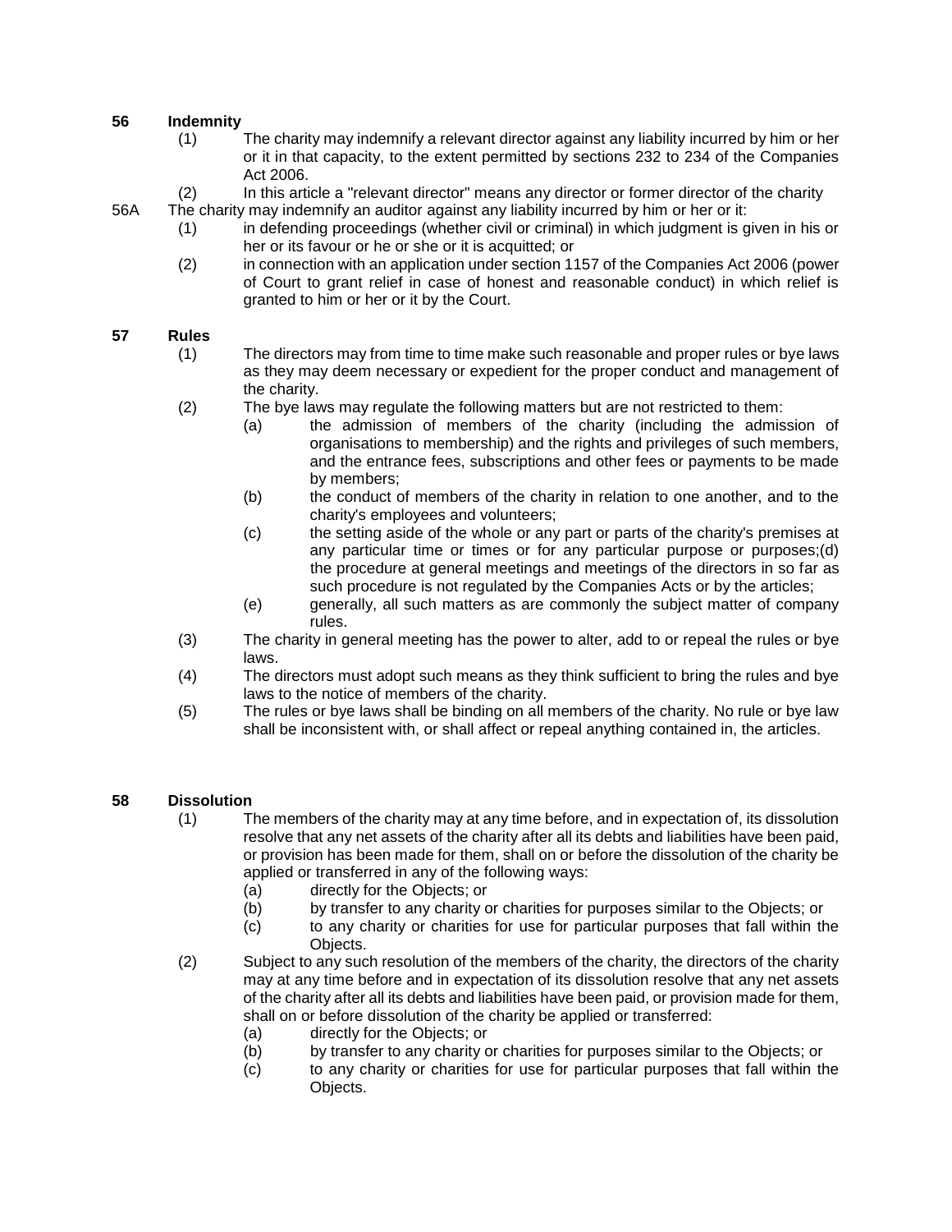**56 Indemnity**

(1) The charity may indemnify a relevant director against any liability incurred by him or her or it in that capacity, to the extent permitted by sections 232 to 234 of the Companies Act 2006.

(2) In this article a "relevant director" means any director or former director of the charity

56A The charity may indemnify an auditor against any liability incurred by him or her or it:

(1) in defending proceedings (whether civil or criminal) in which judgment is given in his or her or its favour or he or she or it is acquitted; or

(2) in connection with an application under section 1157 of the Companies Act 2006 (power of Court to grant relief in case of honest and reasonable conduct) in which relief is granted to him or her or it by the Court.

**57 Rules**

(1) The directors may from time to time make such reasonable and proper rules or bye laws as they may deem necessary or expedient for the proper conduct and management of the charity.

(2) The bye laws may regulate the following matters but are not restricted to them:

(a) the admission of members of the charity (including the admission of organisations to membership) and the rights and privileges of such members, and the entrance fees, subscriptions and other fees or payments to be made by members;

(b) the conduct of members of the charity in relation to one another, and to the charity's employees and volunteers;

(c) the setting aside of the whole or any part or parts of the charity's premises at any particular time or times or for any particular purpose or purposes;(d) the procedure at general meetings and meetings of the directors in so far as such procedure is not regulated by the Companies Acts or by the articles;

(e) generally, all such matters as are commonly the subject matter of company rules.

(3) The charity in general meeting has the power to alter, add to or repeal the rules or bye laws.

(4) The directors must adopt such means as they think sufficient to bring the rules and bye laws to the notice of members of the charity.

(5) The rules or bye laws shall be binding on all members of the charity. No rule or bye law shall be inconsistent with, or shall affect or repeal anything contained in, the articles.

**58 Dissolution**

(1) The members of the charity may at any time before, and in expectation of, its dissolution resolve that any net assets of the charity after all its debts and liabilities have been paid, or provision has been made for them, shall on or before the dissolution of the charity be applied or transferred in any of the following ways:

(a) directly for the Objects; or

(b) by transfer to any charity or charities for purposes similar to the Objects; or

(c) to any charity or charities for use for particular purposes that fall within the Objects.

(2) Subject to any such resolution of the members of the charity, the directors of the charity may at any time before and in expectation of its dissolution resolve that any net assets of the charity after all its debts and liabilities have been paid, or provision made for them, shall on or before dissolution of the charity be applied or transferred:

(a) directly for the Objects; or

(b) by transfer to any charity or charities for purposes similar to the Objects; or

(c) to any charity or charities for use for particular purposes that fall within the Objects.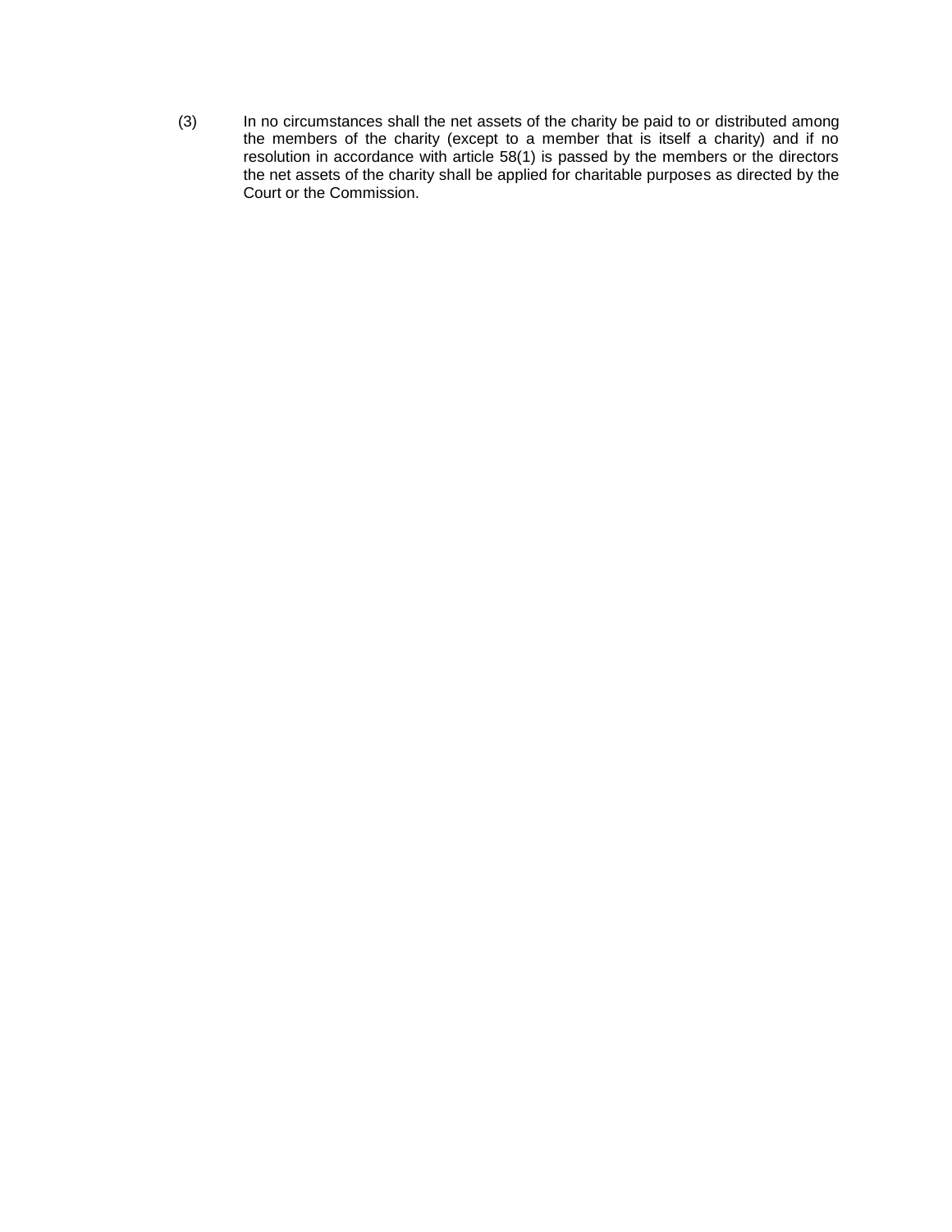(3) In no circumstances shall the net assets of the charity be paid to or distributed among the members of the charity (except to a member that is itself a charity) and if no resolution in accordance with article 58(1) is passed by the members or the directors the net assets of the charity shall be applied for charitable purposes as directed by the Court or the Commission.